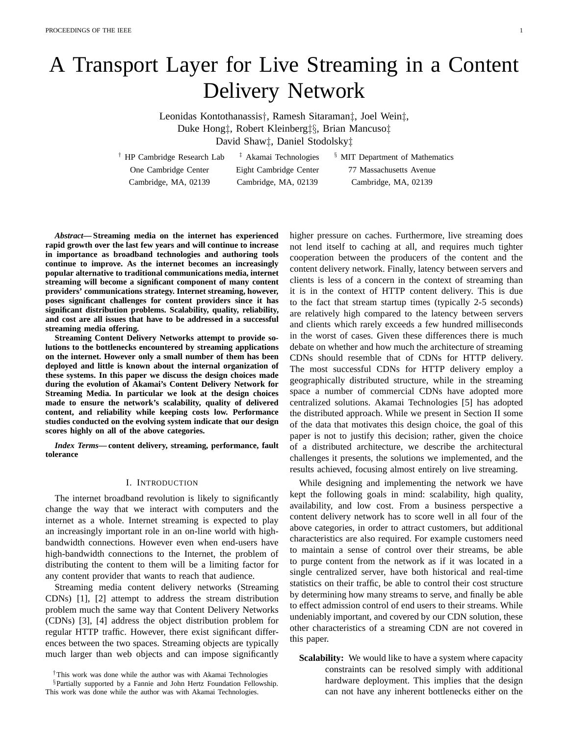# A Transport Layer for Live Streaming in a Content Delivery Network

Leonidas Kontothanassis†, Ramesh Sitaraman‡, Joel Wein‡, Duke Hong‡, Robert Kleinberg‡§, Brian Mancuso‡ David Shaw‡, Daniel Stodolsky‡

† HP Cambridge Research Lab, One Cambridge Center, Cambridge, MA, 02139

‡ Akamai Technologies, Eight Cambridge Center, Cambridge, MA, 02139

§ MIT Department of Mathematics, 77 Massachusetts Avenue, Cambridge, MA, 02139

***Abstract*— Streaming media on the internet has experienced rapid growth over the last few years and will continue to increase in importance as broadband technologies and authoring tools continue to improve. As the internet becomes an increasingly popular alternative to traditional communications media, internet streaming will become a significant component of many content providers' communications strategy. Internet streaming, however, poses significant challenges for content providers since it has significant distribution problems. Scalability, quality, reliability, and cost are all issues that have to be addressed in a successful streaming media offering.**

**Streaming Content Delivery Networks attempt to provide solutions to the bottlenecks encountered by streaming applications on the internet. However only a small number of them has been deployed and little is known about the internal organization of these systems. In this paper we discuss the design choices made during the evolution of Akamai's Content Delivery Network for Streaming Media. In particular we look at the design choices made to ensure the network's scalability, quality of delivered content, and reliability while keeping costs low. Performance studies conducted on the evolving system indicate that our design scores highly on all of the above categories.**

***Index Terms*— content delivery, streaming, performance, fault tolerance**

## I. Introduction

The internet broadband revolution is likely to significantly change the way that we interact with computers and the internet as a whole. Internet streaming is expected to play an increasingly important role in an on-line world with high-bandwidth connections. However even when end-users have high-bandwidth connections to the Internet, the problem of distributing the content to them will be a limiting factor for any content provider that wants to reach that audience.

Streaming media content delivery networks (Streaming CDNs) [1], [2] attempt to address the stream distribution problem much the same way that Content Delivery Networks (CDNs) [3], [4] address the object distribution problem for regular HTTP traffic. However, there exist significant differences between the two spaces. Streaming objects are typically much larger than web objects and can impose significantly higher pressure on caches. Furthermore, live streaming does not lend itself to caching at all, and requires much tighter cooperation between the producers of the content and the content delivery network. Finally, latency between servers and clients is less of a concern in the context of streaming than it is in the context of HTTP content delivery. This is due to the fact that stream startup times (typically 2-5 seconds) are relatively high compared to the latency between servers and clients which rarely exceeds a few hundred milliseconds in the worst of cases. Given these differences there is much debate on whether and how much the architecture of streaming CDNs should resemble that of CDNs for HTTP delivery. The most successful CDNs for HTTP delivery employ a geographically distributed structure, while in the streaming space a number of commercial CDNs have adopted more centralized solutions. Akamai Technologies [5] has adopted the distributed approach. While we present in Section II some of the data that motivates this design choice, the goal of this paper is not to justify this decision; rather, given the choice of a distributed architecture, we describe the architectural challenges it presents, the solutions we implemented, and the results achieved, focusing almost entirely on live streaming.

While designing and implementing the network we have kept the following goals in mind: scalability, high quality, availability, and low cost. From a business perspective a content delivery network has to score well in all four of the above categories, in order to attract customers, but additional characteristics are also required. For example customers need to maintain a sense of control over their streams, be able to purge content from the network as if it was located in a single centralized server, have both historical and real-time statistics on their traffic, be able to control their cost structure by determining how many streams to serve, and finally be able to effect admission control of end users to their streams. While undeniably important, and covered by our CDN solution, these other characteristics of a streaming CDN are not covered in this paper.

**Scalability:** We would like to have a system where capacity constraints can be resolved simply with additional hardware deployment. This implies that the design can not have any inherent bottlenecks either on the

†This work was done while the author was with Akamai Technologies

§Partially supported by a Fannie and John Hertz Foundation Fellowship. This work was done while the author was with Akamai Technologies.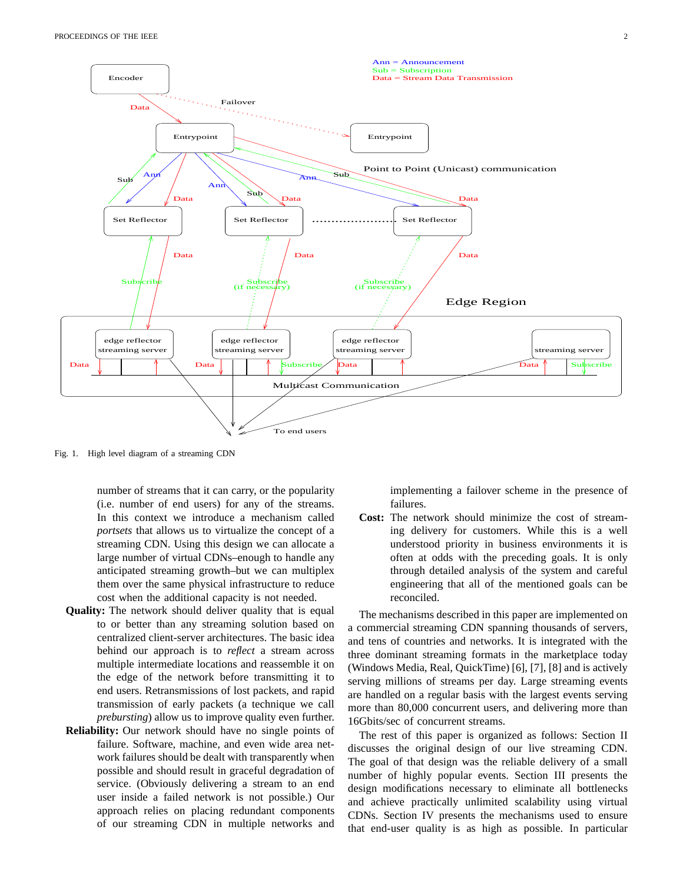Fig. 1. High level diagram of a streaming CDN

number of streams that it can carry, or the popularity (i.e. number of end users) for any of the streams. In this context we introduce a mechanism called *portsets* that allows us to virtualize the concept of a streaming CDN. Using this design we can allocate a large number of virtual CDNs–enough to handle any anticipated streaming growth–but we can multiplex them over the same physical infrastructure to reduce cost when the additional capacity is not needed.

**Quality:** The network should deliver quality that is equal to or better than any streaming solution based on centralized client-server architectures. The basic idea behind our approach is to *reflect* a stream across multiple intermediate locations and reassemble it on the edge of the network before transmitting it to end users. Retransmissions of lost packets, and rapid transmission of early packets (a technique we call *prebursting*) allow us to improve quality even further.

**Reliability:** Our network should have no single points of failure. Software, machine, and even wide area network failures should be dealt with transparently when possible and should result in graceful degradation of service. (Obviously delivering a stream to an end user inside a failed network is not possible.) Our approach relies on placing redundant components of our streaming CDN in multiple networks and implementing a failover scheme in the presence of failures.

**Cost:** The network should minimize the cost of streaming delivery for customers. While this is a well understood priority in business environments it is often at odds with the preceding goals. It is only through detailed analysis of the system and careful engineering that all of the mentioned goals can be reconciled.

The mechanisms described in this paper are implemented on a commercial streaming CDN spanning thousands of servers, and tens of countries and networks. It is integrated with the three dominant streaming formats in the marketplace today (Windows Media, Real, QuickTime) [6], [7], [8] and is actively serving millions of streams per day. Large streaming events are handled on a regular basis with the largest events serving more than 80,000 concurrent users, and delivering more than 16Gbits/sec of concurrent streams.

The rest of this paper is organized as follows: Section II discusses the original design of our live streaming CDN. The goal of that design was the reliable delivery of a small number of highly popular events. Section III presents the design modifications necessary to eliminate all bottlenecks and achieve practically unlimited scalability using virtual CDNs. Section IV presents the mechanisms used to ensure that end-user quality is as high as possible. In particular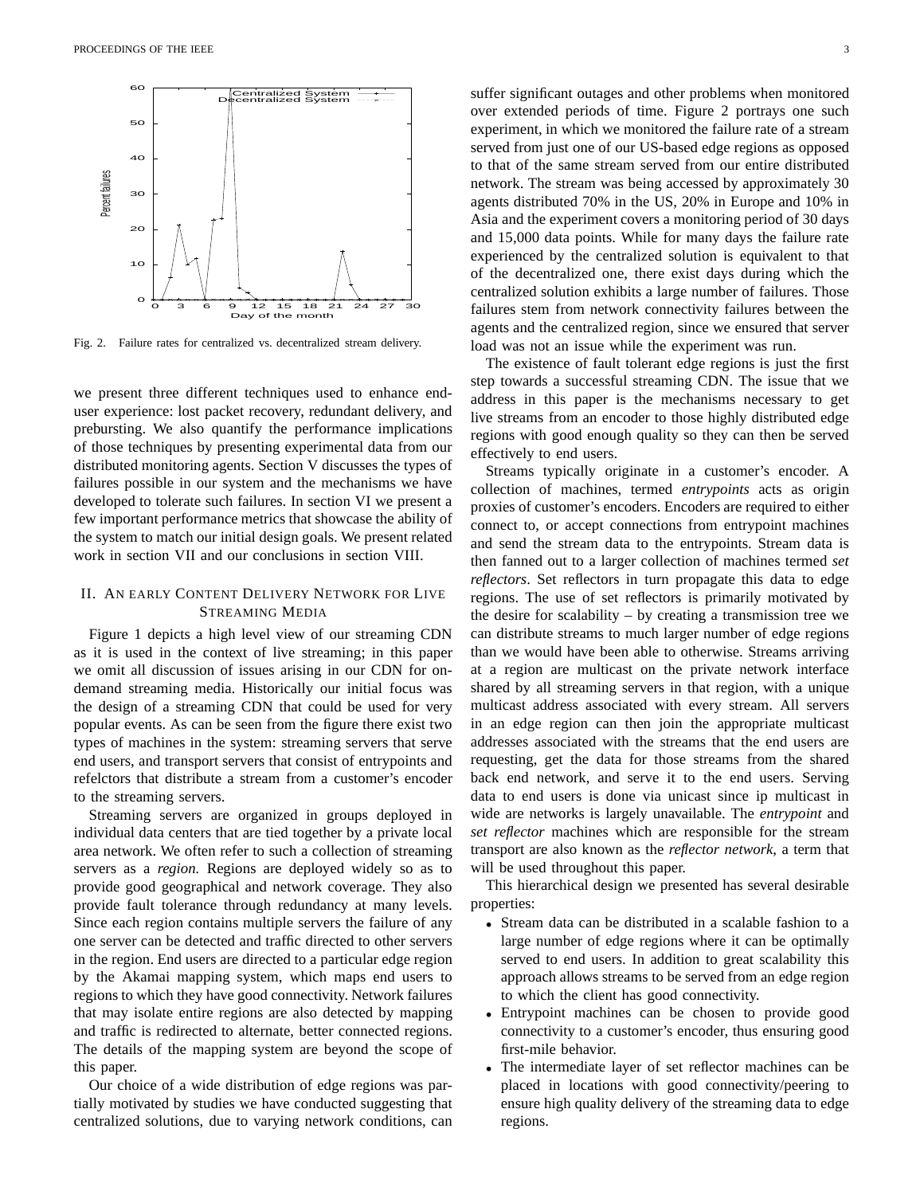Fig. 2. Failure rates for centralized vs. decentralized stream delivery.

we present three different techniques used to enhance end-user experience: lost packet recovery, redundant delivery, and prebursting. We also quantify the performance implications of those techniques by presenting experimental data from our distributed monitoring agents. Section V discusses the types of failures possible in our system and the mechanisms we have developed to tolerate such failures. In section VI we present a few important performance metrics that showcase the ability of the system to match our initial design goals. We present related work in section VII and our conclusions in section VIII.

## II. An early Content Delivery Network for Live Streaming Media

Figure 1 depicts a high level view of our streaming CDN as it is used in the context of live streaming; in this paper we omit all discussion of issues arising in our CDN for on-demand streaming media. Historically our initial focus was the design of a streaming CDN that could be used for very popular events. As can be seen from the figure there exist two types of machines in the system: streaming servers that serve end users, and transport servers that consist of entrypoints and refelctors that distribute a stream from a customer's encoder to the streaming servers.

Streaming servers are organized in groups deployed in individual data centers that are tied together by a private local area network. We often refer to such a collection of streaming servers as a *region*. Regions are deployed widely so as to provide good geographical and network coverage. They also provide fault tolerance through redundancy at many levels. Since each region contains multiple servers the failure of any one server can be detected and traffic directed to other servers in the region. End users are directed to a particular edge region by the Akamai mapping system, which maps end users to regions to which they have good connectivity. Network failures that may isolate entire regions are also detected by mapping and traffic is redirected to alternate, better connected regions. The details of the mapping system are beyond the scope of this paper.

Our choice of a wide distribution of edge regions was partially motivated by studies we have conducted suggesting that centralized solutions, due to varying network conditions, can suffer significant outages and other problems when monitored over extended periods of time. Figure 2 portrays one such experiment, in which we monitored the failure rate of a stream served from just one of our US-based edge regions as opposed to that of the same stream served from our entire distributed network. The stream was being accessed by approximately 30 agents distributed 70% in the US, 20% in Europe and 10% in Asia and the experiment covers a monitoring period of 30 days and 15,000 data points. While for many days the failure rate experienced by the centralized solution is equivalent to that of the decentralized one, there exist days during which the centralized solution exhibits a large number of failures. Those failures stem from network connectivity failures between the agents and the centralized region, since we ensured that server load was not an issue while the experiment was run.

The existence of fault tolerant edge regions is just the first step towards a successful streaming CDN. The issue that we address in this paper is the mechanisms necessary to get live streams from an encoder to those highly distributed edge regions with good enough quality so they can then be served effectively to end users.

Streams typically originate in a customer's encoder. A collection of machines, termed *entrypoints* acts as origin proxies of customer's encoders. Encoders are required to either connect to, or accept connections from entrypoint machines and send the stream data to the entrypoints. Stream data is then fanned out to a larger collection of machines termed *set reflectors*. Set reflectors in turn propagate this data to edge regions. The use of set reflectors is primarily motivated by the desire for scalability – by creating a transmission tree we can distribute streams to much larger number of edge regions than we would have been able to otherwise. Streams arriving at a region are multicast on the private network interface shared by all streaming servers in that region, with a unique multicast address associated with every stream. All servers in an edge region can then join the appropriate multicast addresses associated with the streams that the end users are requesting, get the data for those streams from the shared back end network, and serve it to the end users. Serving data to end users is done via unicast since ip multicast in wide are networks is largely unavailable. The *entrypoint* and *set reflector* machines which are responsible for the stream transport are also known as the *reflector network*, a term that will be used throughout this paper.

This hierarchical design we presented has several desirable properties:

- Stream data can be distributed in a scalable fashion to a large number of edge regions where it can be optimally served to end users. In addition to great scalability this approach allows streams to be served from an edge region to which the client has good connectivity.
- Entrypoint machines can be chosen to provide good connectivity to a customer's encoder, thus ensuring good first-mile behavior.
- The intermediate layer of set reflector machines can be placed in locations with good connectivity/peering to ensure high quality delivery of the streaming data to edge regions.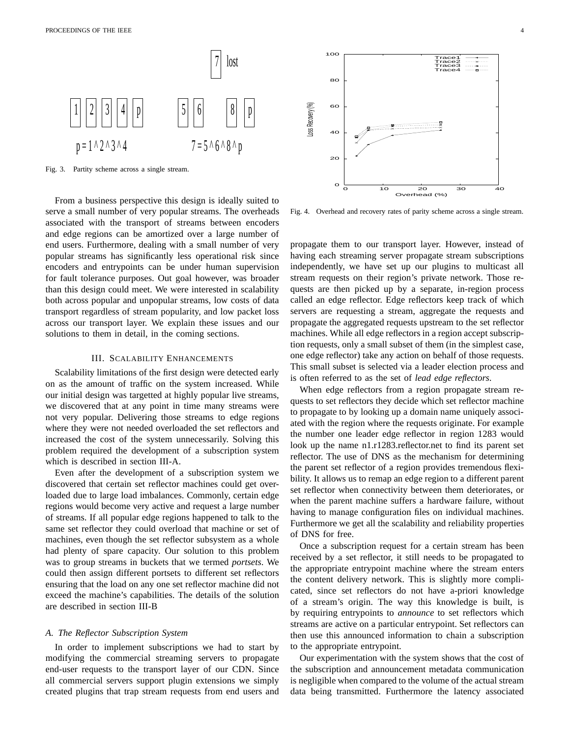Fig. 3. Partity scheme across a single stream.

From a business perspective this design is ideally suited to serve a small number of very popular streams. The overheads associated with the transport of streams between encoders and edge regions can be amortized over a large number of end users. Furthermore, dealing with a small number of very popular streams has significantly less operational risk since encoders and entrypoints can be under human supervision for fault tolerance purposes. Out goal however, was broader than this design could meet. We were interested in scalability both across popular and unpopular streams, low costs of data transport regardless of stream popularity, and low packet loss across our transport layer. We explain these issues and our solutions to them in detail, in the coming sections.

## III. Scalability Enhancements

Scalability limitations of the first design were detected early on as the amount of traffic on the system increased. While our initial design was targetted at highly popular live streams, we discovered that at any point in time many streams were not very popular. Delivering those streams to edge regions where they were not needed overloaded the set reflectors and increased the cost of the system unnecessarily. Solving this problem required the development of a subscription system which is described in section III-A.

Even after the development of a subscription system we discovered that certain set reflector machines could get overloaded due to large load imbalances. Commonly, certain edge regions would become very active and request a large number of streams. If all popular edge regions happened to talk to the same set reflector they could overload that machine or set of machines, even though the set reflector subsystem as a whole had plenty of spare capacity. Our solution to this problem was to group streams in buckets that we termed *portsets*. We could then assign different portsets to different set reflectors ensuring that the load on any one set reflector machine did not exceed the machine's capabilities. The details of the solution are described in section III-B

### A. The Reflector Subscription System

In order to implement subscriptions we had to start by modifying the commercial streaming servers to propagate end-user requests to the transport layer of our CDN. Since all commercial servers support plugin extensions we simply created plugins that trap stream requests from end users and propagate them to our transport layer. However, instead of having each streaming server propagate stream subscriptions independently, we have set up our plugins to multicast all stream requests on their region's private network. Those requests are then picked up by a separate, in-region process called an edge reflector. Edge reflectors keep track of which servers are requesting a stream, aggregate the requests and propagate the aggregated requests upstream to the set reflector machines. While all edge reflectors in a region accept subscription requests, only a small subset of them (in the simplest case, one edge reflector) take any action on behalf of those requests. This small subset is selected via a leader election process and is often referred to as the set of *lead edge reflectors*.

Fig. 4. Overhead and recovery rates of parity scheme across a single stream.

When edge reflectors from a region propagate stream requests to set reflectors they decide which set reflector machine to propagate to by looking up a domain name uniquely associated with the region where the requests originate. For example the number one leader edge reflector in region 1283 would look up the name n1.r1283.reflector.net to find its parent set reflector. The use of DNS as the mechanism for determining the parent set reflector of a region provides tremendous flexibility. It allows us to remap an edge region to a different parent set reflector when connectivity between them deteriorates, or when the parent machine suffers a hardware failure, without having to manage configuration files on individual machines. Furthermore we get all the scalability and reliability properties of DNS for free.

Once a subscription request for a certain stream has been received by a set reflector, it still needs to be propagated to the appropriate entrypoint machine where the stream enters the content delivery network. This is slightly more complicated, since set reflectors do not have a-priori knowledge of a stream's origin. The way this knowledge is built, is by requiring entrypoints to *announce* to set reflectors which streams are active on a particular entrypoint. Set reflectors can then use this announced information to chain a subscription to the appropriate entrypoint.

Our experimentation with the system shows that the cost of the subscription and announcement metadata communication is negligible when compared to the volume of the actual stream data being transmitted. Furthermore the latency associated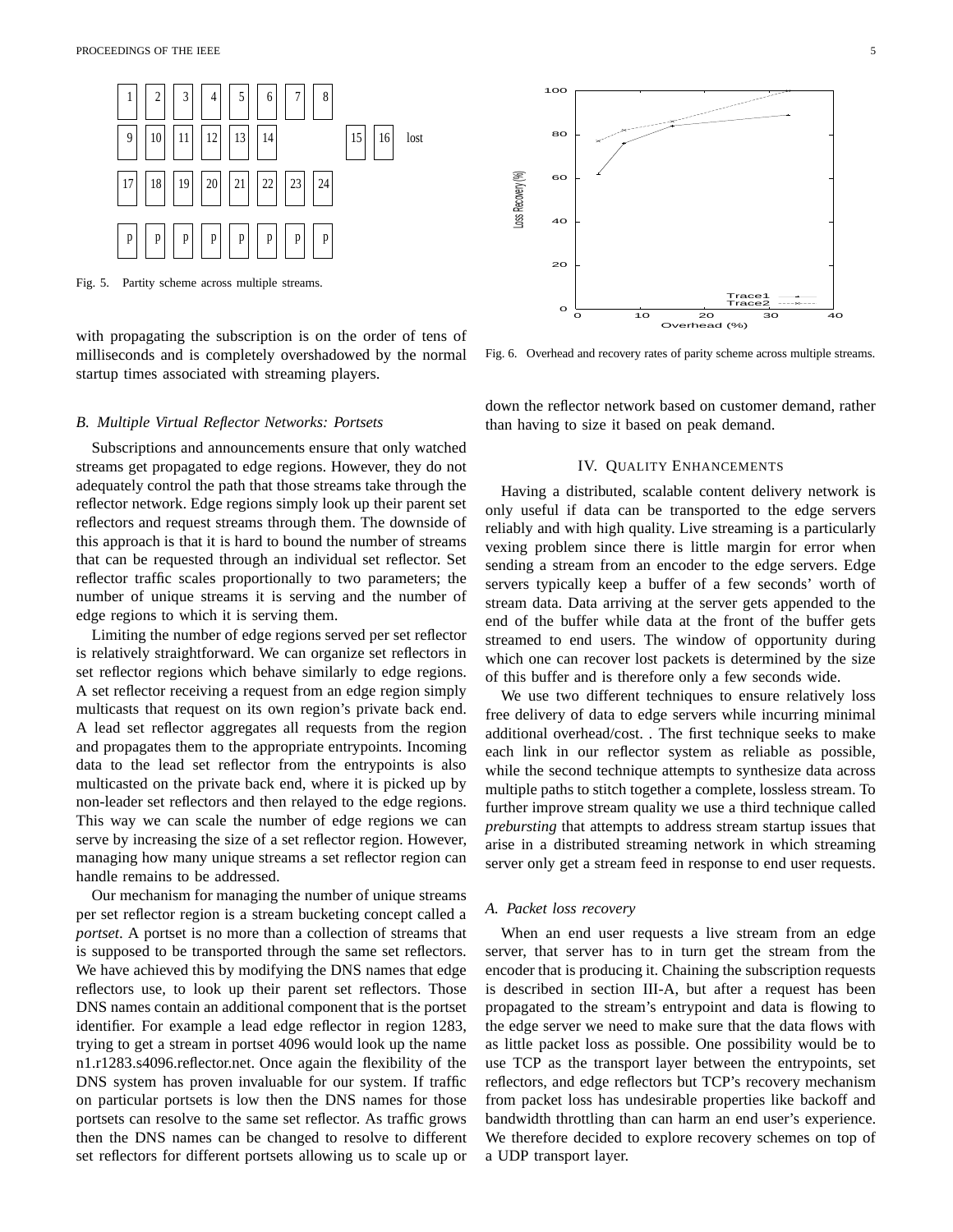Fig. 5. Partity scheme across multiple streams.

Fig. 6. Overhead and recovery rates of parity scheme across multiple streams.

with propagating the subscription is on the order of tens of milliseconds and is completely overshadowed by the normal startup times associated with streaming players.

### *B. Multiple Virtual Reflector Networks: Portsets*

Subscriptions and announcements ensure that only watched streams get propagated to edge regions. However, they do not adequately control the path that those streams take through the reflector network. Edge regions simply look up their parent set reflectors and request streams through them. The downside of this approach is that it is hard to bound the number of streams that can be requested through an individual set reflector. Set reflector traffic scales proportionally to two parameters; the number of unique streams it is serving and the number of edge regions to which it is serving them.

Limiting the number of edge regions served per set reflector is relatively straightforward. We can organize set reflectors in set reflector regions which behave similarly to edge regions. A set reflector receiving a request from an edge region simply multicasts that request on its own region's private back end. A lead set reflector aggregates all requests from the region and propagates them to the appropriate entrypoints. Incoming data to the lead set reflector from the entrypoints is also multicasted on the private back end, where it is picked up by non-leader set reflectors and then relayed to the edge regions. This way we can scale the number of edge regions we can serve by increasing the size of a set reflector region. However, managing how many unique streams a set reflector region can handle remains to be addressed.

Our mechanism for managing the number of unique streams per set reflector region is a stream bucketing concept called a *portset*. A portset is no more than a collection of streams that is supposed to be transported through the same set reflectors. We have achieved this by modifying the DNS names that edge reflectors use, to look up their parent set reflectors. Those DNS names contain an additional component that is the portset identifier. For example a lead edge reflector in region 1283, trying to get a stream in portset 4096 would look up the name n1.r1283.s4096.reflector.net. Once again the flexibility of the DNS system has proven invaluable for our system. If traffic on particular portsets is low then the DNS names for those portsets can resolve to the same set reflector. As traffic grows then the DNS names can be changed to resolve to different set reflectors for different portsets allowing us to scale up or down the reflector network based on customer demand, rather than having to size it based on peak demand.

## IV. Quality Enhancements

Having a distributed, scalable content delivery network is only useful if data can be transported to the edge servers reliably and with high quality. Live streaming is a particularly vexing problem since there is little margin for error when sending a stream from an encoder to the edge servers. Edge servers typically keep a buffer of a few seconds' worth of stream data. Data arriving at the server gets appended to the end of the buffer while data at the front of the buffer gets streamed to end users. The window of opportunity during which one can recover lost packets is determined by the size of this buffer and is therefore only a few seconds wide.

We use two different techniques to ensure relatively loss free delivery of data to edge servers while incurring minimal additional overhead/cost. . The first technique seeks to make each link in our reflector system as reliable as possible, while the second technique attempts to synthesize data across multiple paths to stitch together a complete, lossless stream. To further improve stream quality we use a third technique called *prebursting* that attempts to address stream startup issues that arise in a distributed streaming network in which streaming server only get a stream feed in response to end user requests.

### *A. Packet loss recovery*

When an end user requests a live stream from an edge server, that server has to in turn get the stream from the encoder that is producing it. Chaining the subscription requests is described in section III-A, but after a request has been propagated to the stream's entrypoint and data is flowing to the edge server we need to make sure that the data flows with as little packet loss as possible. One possibility would be to use TCP as the transport layer between the entrypoints, set reflectors, and edge reflectors but TCP's recovery mechanism from packet loss has undesirable properties like backoff and bandwidth throttling than can harm an end user's experience. We therefore decided to explore recovery schemes on top of a UDP transport layer.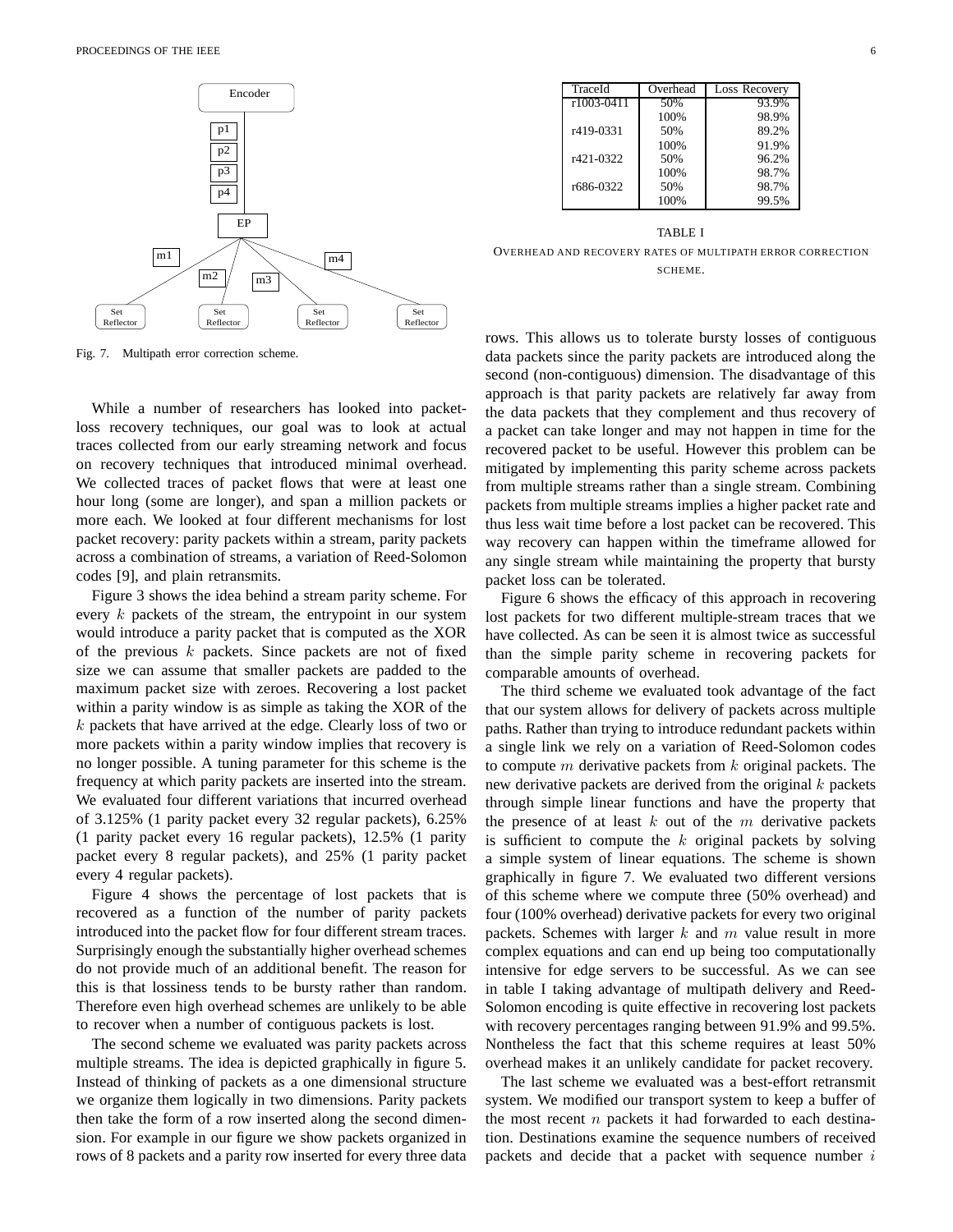Fig. 7. Multipath error correction scheme.

While a number of researchers has looked into packet-loss recovery techniques, our goal was to look at actual traces collected from our early streaming network and focus on recovery techniques that introduced minimal overhead. We collected traces of packet flows that were at least one hour long (some are longer), and span a million packets or more each. We looked at four different mechanisms for lost packet recovery: parity packets within a stream, parity packets across a combination of streams, a variation of Reed-Solomon codes [9], and plain retransmits.

Figure 3 shows the idea behind a stream parity scheme. For every $k$ packets of the stream, the entrypoint in our system would introduce a parity packet that is computed as the XOR of the previous $k$ packets. Since packets are not of fixed size we can assume that smaller packets are padded to the maximum packet size with zeroes. Recovering a lost packet within a parity window is as simple as taking the XOR of the $k$ packets that have arrived at the edge. Clearly loss of two or more packets within a parity window implies that recovery is no longer possible. A tuning parameter for this scheme is the frequency at which parity packets are inserted into the stream. We evaluated four different variations that incurred overhead of 3.125% (1 parity packet every 32 regular packets), 6.25% (1 parity packet every 16 regular packets), 12.5% (1 parity packet every 8 regular packets), and 25% (1 parity packet every 4 regular packets).

Figure 4 shows the percentage of lost packets that is recovered as a function of the number of parity packets introduced into the packet flow for four different stream traces. Surprisingly enough the substantially higher overhead schemes do not provide much of an additional benefit. The reason for this is that lossiness tends to be bursty rather than random. Therefore even high overhead schemes are unlikely to be able to recover when a number of contiguous packets is lost.

The second scheme we evaluated was parity packets across multiple streams. The idea is depicted graphically in figure 5. Instead of thinking of packets as a one dimensional structure we organize them logically in two dimensions. Parity packets then take the form of a row inserted along the second dimension. For example in our figure we show packets organized in rows of 8 packets and a parity row inserted for every three data rows. This allows us to tolerate bursty losses of contiguous data packets since the parity packets are introduced along the second (non-contiguous) dimension. The disadvantage of this approach is that parity packets are relatively far away from the data packets that they complement and thus recovery of a packet can take longer and may not happen in time for the recovered packet to be useful. However this problem can be mitigated by implementing this parity scheme across packets from multiple streams rather than a single stream. Combining packets from multiple streams implies a higher packet rate and thus less wait time before a lost packet can be recovered. This way recovery can happen within the timeframe allowed for any single stream while maintaining the property that bursty packet loss can be tolerated.

| TraceId | Overhead | Loss Recovery |
|---|---|---|
| r1003-0411 | 50% | 93.9% |
| | 100% | 98.9% |
| r419-0331 | 50% | 89.2% |
| | 100% | 91.9% |
| r421-0322 | 50% | 96.2% |
| | 100% | 98.7% |
| r686-0322 | 50% | 98.7% |
| | 100% | 99.5% |

TABLE I

OVERHEAD AND RECOVERY RATES OF MULTIPATH ERROR CORRECTION SCHEME.

Figure 6 shows the efficacy of this approach in recovering lost packets for two different multiple-stream traces that we have collected. As can be seen it is almost twice as successful than the simple parity scheme in recovering packets for comparable amounts of overhead.

The third scheme we evaluated took advantage of the fact that our system allows for delivery of packets across multiple paths. Rather than trying to introduce redundant packets within a single link we rely on a variation of Reed-Solomon codes to compute $m$ derivative packets from $k$ original packets. The new derivative packets are derived from the original $k$ packets through simple linear functions and have the property that the presence of at least $k$ out of the $m$ derivative packets is sufficient to compute the $k$ original packets by solving a simple system of linear equations. The scheme is shown graphically in figure 7. We evaluated two different versions of this scheme where we compute three (50% overhead) and four (100% overhead) derivative packets for every two original packets. Schemes with larger $k$ and $m$ value result in more complex equations and can end up being too computationally intensive for edge servers to be successful. As we can see in table I taking advantage of multipath delivery and Reed-Solomon encoding is quite effective in recovering lost packets with recovery percentages ranging between 91.9% and 99.5%. Nontheless the fact that this scheme requires at least 50% overhead makes it an unlikely candidate for packet recovery.

The last scheme we evaluated was a best-effort retransmit system. We modified our transport system to keep a buffer of the most recent $n$ packets it had forwarded to each destination. Destinations examine the sequence numbers of received packets and decide that a packet with sequence number $i$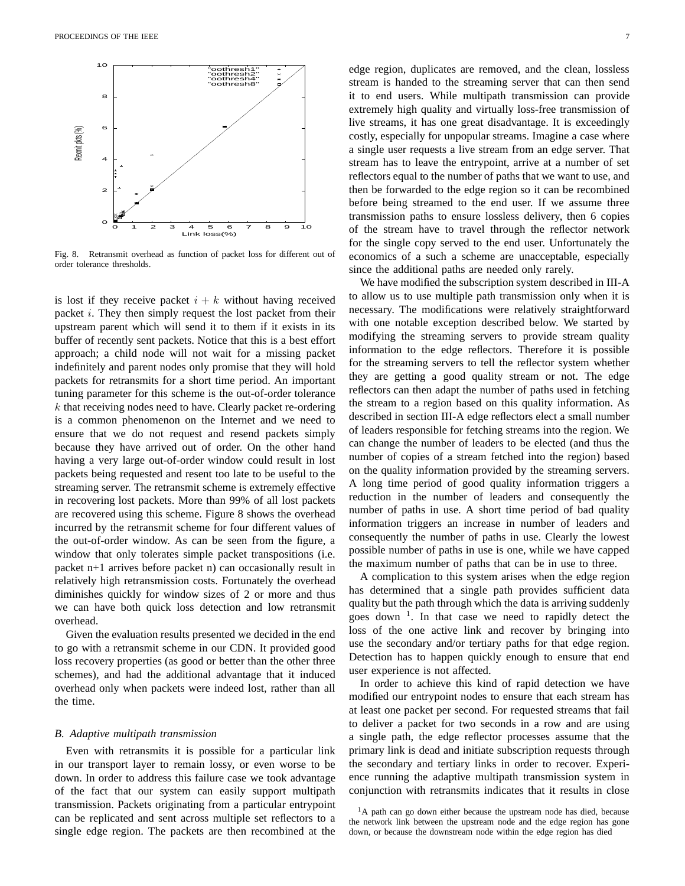10
8
6
4
2
0
0 1 2 3 4 5 6 7 8 9 10
Rexmit pkts (%)
Link loss(%)
"oothresh1"
"oothresh2"
"oothresh4"
"oothresh8"

Fig. 8. Retransmit overhead as function of packet loss for different out of order tolerance thresholds.

is lost if they receive packet $i + k$ without having received packet $i$. They then simply request the lost packet from their upstream parent which will send it to them if it exists in its buffer of recently sent packets. Notice that this is a best effort approach; a child node will not wait for a missing packet indefinitely and parent nodes only promise that they will hold packets for retransmits for a short time period. An important tuning parameter for this scheme is the out-of-order tolerance $k$ that receiving nodes need to have. Clearly packet re-ordering is a common phenomenon on the Internet and we need to ensure that we do not request and resend packets simply because they have arrived out of order. On the other hand having a very large out-of-order window could result in lost packets being requested and resent too late to be useful to the streaming server. The retransmit scheme is extremely effective in recovering lost packets. More than 99% of all lost packets are recovered using this scheme. Figure 8 shows the overhead incurred by the retransmit scheme for four different values of the out-of-order window. As can be seen from the figure, a window that only tolerates simple packet transpositions (i.e. packet n+1 arrives before packet n) can occasionally result in relatively high retransmission costs. Fortunately the overhead diminishes quickly for window sizes of 2 or more and thus we can have both quick loss detection and low retransmit overhead.

Given the evaluation results presented we decided in the end to go with a retransmit scheme in our CDN. It provided good loss recovery properties (as good or better than the other three schemes), and had the additional advantage that it induced overhead only when packets were indeed lost, rather than all the time.

### *B. Adaptive multipath transmission*

Even with retransmits it is possible for a particular link in our transport layer to remain lossy, or even worse to be down. In order to address this failure case we took advantage of the fact that our system can easily support multipath transmission. Packets originating from a particular entrypoint can be replicated and sent across multiple set reflectors to a single edge region. The packets are then recombined at the edge region, duplicates are removed, and the clean, lossless stream is handed to the streaming server that can then send it to end users. While multipath transmission can provide extremely high quality and virtually loss-free transmission of live streams, it has one great disadvantage. It is exceedingly costly, especially for unpopular streams. Imagine a case where a single user requests a live stream from an edge server. That stream has to leave the entrypoint, arrive at a number of set reflectors equal to the number of paths that we want to use, and then be forwarded to the edge region so it can be recombined before being streamed to the end user. If we assume three transmission paths to ensure lossless delivery, then 6 copies of the stream have to travel through the reflector network for the single copy served to the end user. Unfortunately the economics of a such a scheme are unacceptable, especially since the additional paths are needed only rarely.

We have modified the subscription system described in III-A to allow us to use multiple path transmission only when it is necessary. The modifications were relatively straightforward with one notable exception described below. We started by modifying the streaming servers to provide stream quality information to the edge reflectors. Therefore it is possible for the streaming servers to tell the reflector system whether they are getting a good quality stream or not. The edge reflectors can then adapt the number of paths used in fetching the stream to a region based on this quality information. As described in section III-A edge reflectors elect a small number of leaders responsible for fetching streams into the region. We can change the number of leaders to be elected (and thus the number of copies of a stream fetched into the region) based on the quality information provided by the streaming servers. A long time period of good quality information triggers a reduction in the number of leaders and consequently the number of paths in use. A short time period of bad quality information triggers an increase in number of leaders and consequently the number of paths in use. Clearly the lowest possible number of paths in use is one, while we have capped the maximum number of paths that can be in use to three.

A complication to this system arises when the edge region has determined that a single path provides sufficient data quality but the path through which the data is arriving suddenly goes down [1]. In that case we need to rapidly detect the loss of the one active link and recover by bringing into use the secondary and/or tertiary paths for that edge region. Detection has to happen quickly enough to ensure that end user experience is not affected.

In order to achieve this kind of rapid detection we have modified our entrypoint nodes to ensure that each stream has at least one packet per second. For requested streams that fail to deliver a packet for two seconds in a row and are using a single path, the edge reflector processes assume that the primary link is dead and initiate subscription requests through the secondary and tertiary links in order to recover. Experience running the adaptive multipath transmission system in conjunction with retransmits indicates that it results in close

[1] A path can go down either because the upstream node has died, because the network link between the upstream node and the edge region has gone down, or because the downstream node within the edge region has died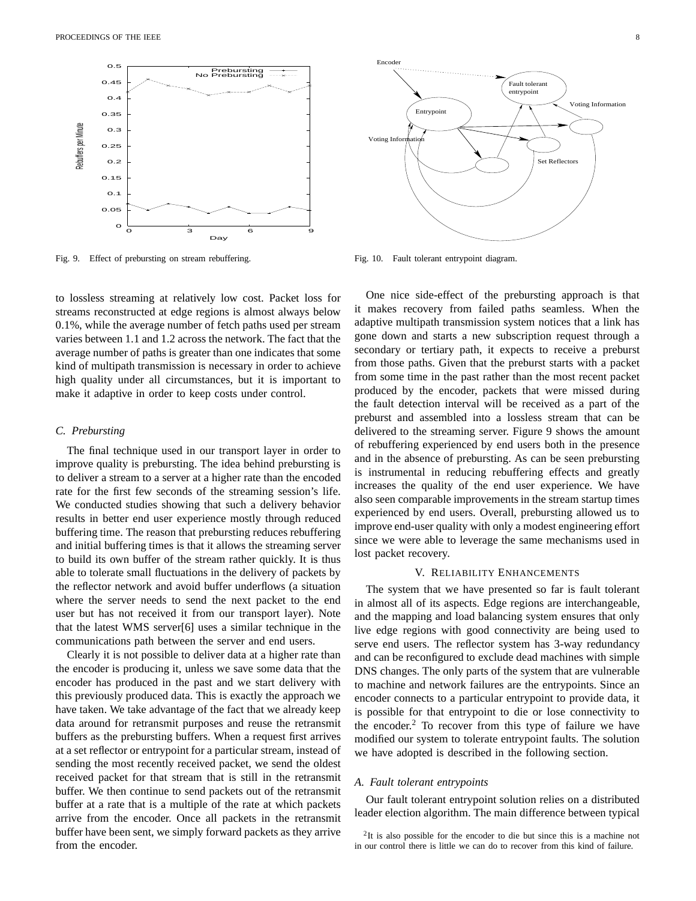Fig. 9. Effect of prebursting on stream rebuffering.

Fig. 10. Fault tolerant entrypoint diagram.

to lossless streaming at relatively low cost. Packet loss for streams reconstructed at edge regions is almost always below 0.1%, while the average number of fetch paths used per stream varies between 1.1 and 1.2 across the network. The fact that the average number of paths is greater than one indicates that some kind of multipath transmission is necessary in order to achieve high quality under all circumstances, but it is important to make it adaptive in order to keep costs under control.

### C. Prebursting

The final technique used in our transport layer in order to improve quality is prebursting. The idea behind prebursting is to deliver a stream to a server at a higher rate than the encoded rate for the first few seconds of the streaming session's life. We conducted studies showing that such a delivery behavior results in better end user experience mostly through reduced buffering time. The reason that prebursting reduces rebuffering and initial buffering times is that it allows the streaming server to build its own buffer of the stream rather quickly. It is thus able to tolerate small fluctuations in the delivery of packets by the reflector network and avoid buffer underflows (a situation where the server needs to send the next packet to the end user but has not received it from our transport layer). Note that the latest WMS server[6] uses a similar technique in the communications path between the server and end users.

Clearly it is not possible to deliver data at a higher rate than the encoder is producing it, unless we save some data that the encoder has produced in the past and we start delivery with this previously produced data. This is exactly the approach we have taken. We take advantage of the fact that we already keep data around for retransmit purposes and reuse the retransmit buffers as the prebursting buffers. When a request first arrives at a set reflector or entrypoint for a particular stream, instead of sending the most recently received packet, we send the oldest received packet for that stream that is still in the retransmit buffer. We then continue to send packets out of the retransmit buffer at a rate that is a multiple of the rate at which packets arrive from the encoder. Once all packets in the retransmit buffer have been sent, we simply forward packets as they arrive from the encoder.

One nice side-effect of the prebursting approach is that it makes recovery from failed paths seamless. When the adaptive multipath transmission system notices that a link has gone down and starts a new subscription request through a secondary or tertiary path, it expects to receive a preburst from those paths. Given that the preburst starts with a packet from some time in the past rather than the most recent packet produced by the encoder, packets that were missed during the fault detection interval will be received as a part of the preburst and assembled into a lossless stream that can be delivered to the streaming server. Figure 9 shows the amount of rebuffering experienced by end users both in the presence and in the absence of prebursting. As can be seen prebursting is instrumental in reducing rebuffering effects and greatly increases the quality of the end user experience. We have also seen comparable improvements in the stream startup times experienced by end users. Overall, prebursting allowed us to improve end-user quality with only a modest engineering effort since we were able to leverage the same mechanisms used in lost packet recovery.

## V. Reliability Enhancements

The system that we have presented so far is fault tolerant in almost all of its aspects. Edge regions are interchangeable, and the mapping and load balancing system ensures that only live edge regions with good connectivity are being used to serve end users. The reflector system has 3-way redundancy and can be reconfigured to exclude dead machines with simple DNS changes. The only parts of the system that are vulnerable to machine and network failures are the entrypoints. Since an encoder connects to a particular entrypoint to provide data, it is possible for that entrypoint to die or lose connectivity to the encoder.[2] To recover from this type of failure we have modified our system to tolerate entrypoint faults. The solution we have adopted is described in the following section.

### A. Fault tolerant entrypoints

Our fault tolerant entrypoint solution relies on a distributed leader election algorithm. The main difference between typical

[2] It is also possible for the encoder to die but since this is a machine not in our control there is little we can do to recover from this kind of failure.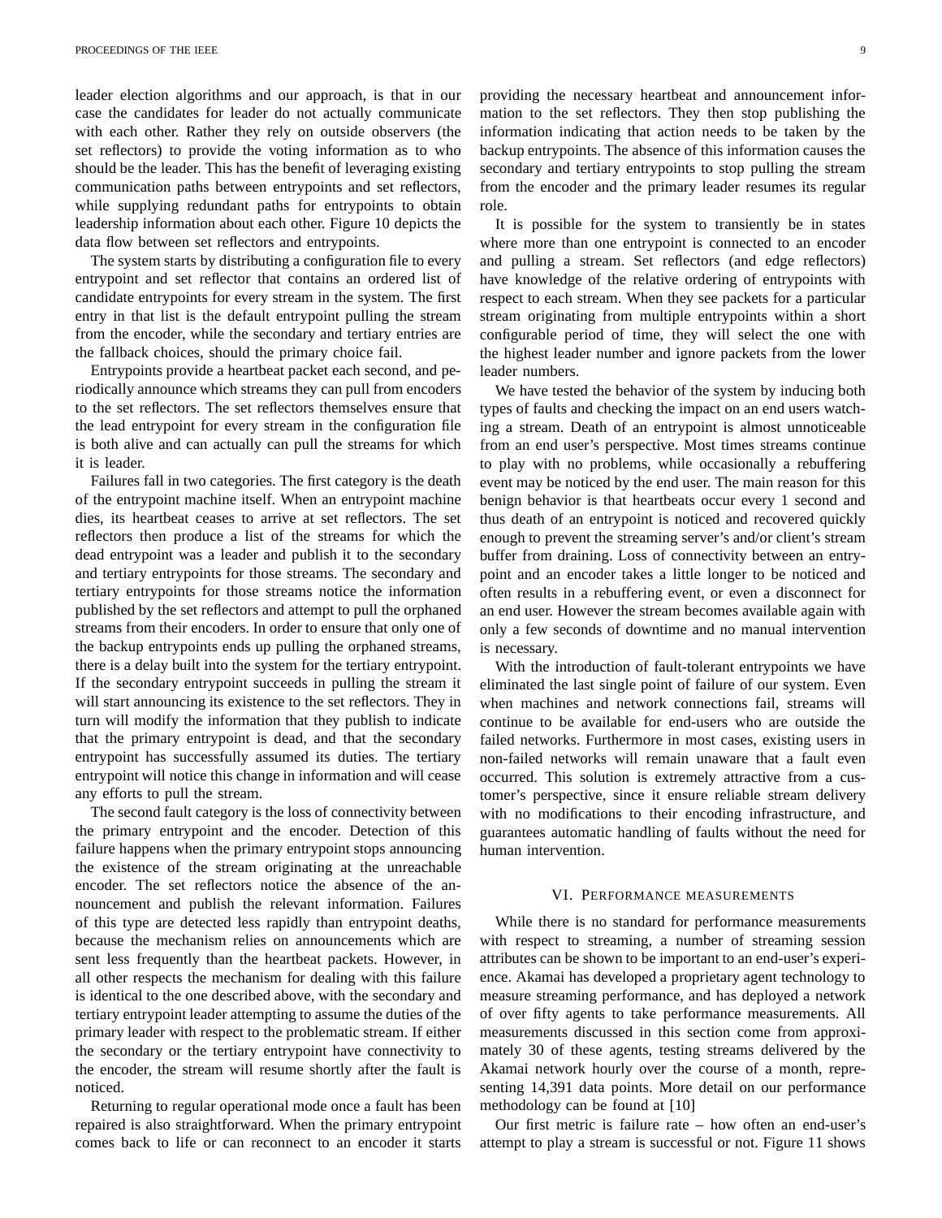leader election algorithms and our approach, is that in our case the candidates for leader do not actually communicate with each other. Rather they rely on outside observers (the set reflectors) to provide the voting information as to who should be the leader. This has the benefit of leveraging existing communication paths between entrypoints and set reflectors, while supplying redundant paths for entrypoints to obtain leadership information about each other. Figure 10 depicts the data flow between set reflectors and entrypoints.

The system starts by distributing a configuration file to every entrypoint and set reflector that contains an ordered list of candidate entrypoints for every stream in the system. The first entry in that list is the default entrypoint pulling the stream from the encoder, while the secondary and tertiary entries are the fallback choices, should the primary choice fail.

Entrypoints provide a heartbeat packet each second, and periodically announce which streams they can pull from encoders to the set reflectors. The set reflectors themselves ensure that the lead entrypoint for every stream in the configuration file is both alive and can actually can pull the streams for which it is leader.

Failures fall in two categories. The first category is the death of the entrypoint machine itself. When an entrypoint machine dies, its heartbeat ceases to arrive at set reflectors. The set reflectors then produce a list of the streams for which the dead entrypoint was a leader and publish it to the secondary and tertiary entrypoints for those streams. The secondary and tertiary entrypoints for those streams notice the information published by the set reflectors and attempt to pull the orphaned streams from their encoders. In order to ensure that only one of the backup entrypoints ends up pulling the orphaned streams, there is a delay built into the system for the tertiary entrypoint. If the secondary entrypoint succeeds in pulling the stream it will start announcing its existence to the set reflectors. They in turn will modify the information that they publish to indicate that the primary entrypoint is dead, and that the secondary entrypoint has successfully assumed its duties. The tertiary entrypoint will notice this change in information and will cease any efforts to pull the stream.

The second fault category is the loss of connectivity between the primary entrypoint and the encoder. Detection of this failure happens when the primary entrypoint stops announcing the existence of the stream originating at the unreachable encoder. The set reflectors notice the absence of the announcement and publish the relevant information. Failures of this type are detected less rapidly than entrypoint deaths, because the mechanism relies on announcements which are sent less frequently than the heartbeat packets. However, in all other respects the mechanism for dealing with this failure is identical to the one described above, with the secondary and tertiary entrypoint leader attempting to assume the duties of the primary leader with respect to the problematic stream. If either the secondary or the tertiary entrypoint have connectivity to the encoder, the stream will resume shortly after the fault is noticed.

Returning to regular operational mode once a fault has been repaired is also straightforward. When the primary entrypoint comes back to life or can reconnect to an encoder it starts providing the necessary heartbeat and announcement information to the set reflectors. They then stop publishing the information indicating that action needs to be taken by the backup entrypoints. The absence of this information causes the secondary and tertiary entrypoints to stop pulling the stream from the encoder and the primary leader resumes its regular role.

It is possible for the system to transiently be in states where more than one entrypoint is connected to an encoder and pulling a stream. Set reflectors (and edge reflectors) have knowledge of the relative ordering of entrypoints with respect to each stream. When they see packets for a particular stream originating from multiple entrypoints within a short configurable period of time, they will select the one with the highest leader number and ignore packets from the lower leader numbers.

We have tested the behavior of the system by inducing both types of faults and checking the impact on an end users watching a stream. Death of an entrypoint is almost unnoticeable from an end user's perspective. Most times streams continue to play with no problems, while occasionally a rebuffering event may be noticed by the end user. The main reason for this benign behavior is that heartbeats occur every 1 second and thus death of an entrypoint is noticed and recovered quickly enough to prevent the streaming server's and/or client's stream buffer from draining. Loss of connectivity between an entrypoint and an encoder takes a little longer to be noticed and often results in a rebuffering event, or even a disconnect for an end user. However the stream becomes available again with only a few seconds of downtime and no manual intervention is necessary.

With the introduction of fault-tolerant entrypoints we have eliminated the last single point of failure of our system. Even when machines and network connections fail, streams will continue to be available for end-users who are outside the failed networks. Furthermore in most cases, existing users in non-failed networks will remain unaware that a fault even occurred. This solution is extremely attractive from a customer's perspective, since it ensure reliable stream delivery with no modifications to their encoding infrastructure, and guarantees automatic handling of faults without the need for human intervention.

## VI. Performance measurements

While there is no standard for performance measurements with respect to streaming, a number of streaming session attributes can be shown to be important to an end-user's experience. Akamai has developed a proprietary agent technology to measure streaming performance, and has deployed a network of over fifty agents to take performance measurements. All measurements discussed in this section come from approximately 30 of these agents, testing streams delivered by the Akamai network hourly over the course of a month, representing 14,391 data points. More detail on our performance methodology can be found at [10]

Our first metric is failure rate – how often an end-user's attempt to play a stream is successful or not. Figure 11 shows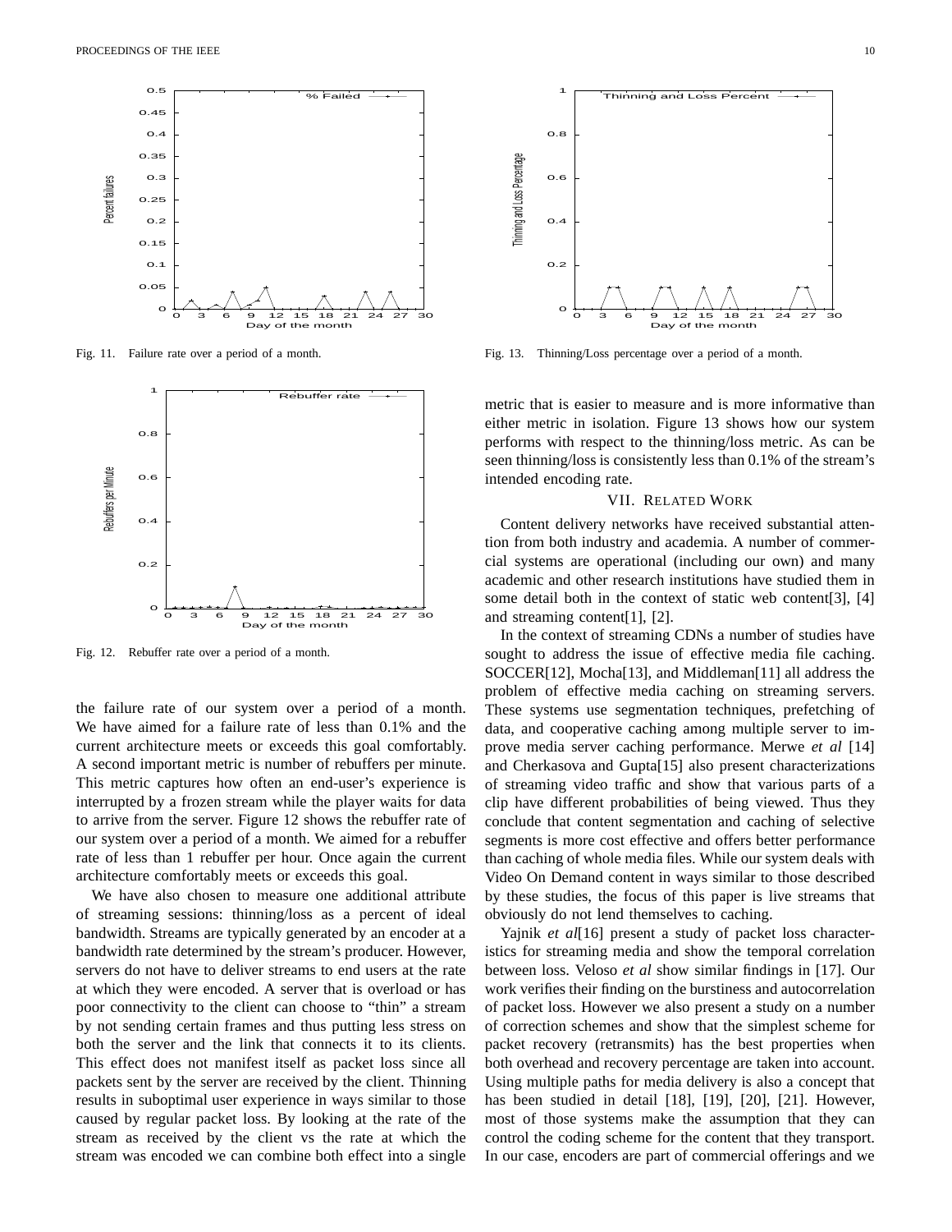Fig. 11. Failure rate over a period of a month.

Fig. 12. Rebuffer rate over a period of a month.

Fig. 13. Thinning/Loss percentage over a period of a month.

the failure rate of our system over a period of a month. We have aimed for a failure rate of less than 0.1% and the current architecture meets or exceeds this goal comfortably. A second important metric is number of rebuffers per minute. This metric captures how often an end-user's experience is interrupted by a frozen stream while the player waits for data to arrive from the server. Figure 12 shows the rebuffer rate of our system over a period of a month. We aimed for a rebuffer rate of less than 1 rebuffer per hour. Once again the current architecture comfortably meets or exceeds this goal.

We have also chosen to measure one additional attribute of streaming sessions: thinning/loss as a percent of ideal bandwidth. Streams are typically generated by an encoder at a bandwidth rate determined by the stream's producer. However, servers do not have to deliver streams to end users at the rate at which they were encoded. A server that is overload or has poor connectivity to the client can choose to "thin" a stream by not sending certain frames and thus putting less stress on both the server and the link that connects it to its clients. This effect does not manifest itself as packet loss since all packets sent by the server are received by the client. Thinning results in suboptimal user experience in ways similar to those caused by regular packet loss. By looking at the rate of the stream as received by the client vs the rate at which the stream was encoded we can combine both effect into a single metric that is easier to measure and is more informative than either metric in isolation. Figure 13 shows how our system performs with respect to the thinning/loss metric. As can be seen thinning/loss is consistently less than 0.1% of the stream's intended encoding rate.

## VII. Related Work

Content delivery networks have received substantial attention from both industry and academia. A number of commercial systems are operational (including our own) and many academic and other research institutions have studied them in some detail both in the context of static web content[3], [4] and streaming content[1], [2].

In the context of streaming CDNs a number of studies have sought to address the issue of effective media file caching. SOCCER[12], Mocha[13], and Middleman[11] all address the problem of effective media caching on streaming servers. These systems use segmentation techniques, prefetching of data, and cooperative caching among multiple server to improve media server caching performance. Merwe *et al* [14] and Cherkasova and Gupta[15] also present characterizations of streaming video traffic and show that various parts of a clip have different probabilities of being viewed. Thus they conclude that content segmentation and caching of selective segments is more cost effective and offers better performance than caching of whole media files. While our system deals with Video On Demand content in ways similar to those described by these studies, the focus of this paper is live streams that obviously do not lend themselves to caching.

Yajnik *et al*[16] present a study of packet loss characteristics for streaming media and show the temporal correlation between loss. Veloso *et al* show similar findings in [17]. Our work verifies their finding on the burstiness and autocorrelation of packet loss. However we also present a study on a number of correction schemes and show that the simplest scheme for packet recovery (retransmits) has the best properties when both overhead and recovery percentage are taken into account. Using multiple paths for media delivery is also a concept that has been studied in detail [18], [19], [20], [21]. However, most of those systems make the assumption that they can control the coding scheme for the content that they transport. In our case, encoders are part of commercial offerings and we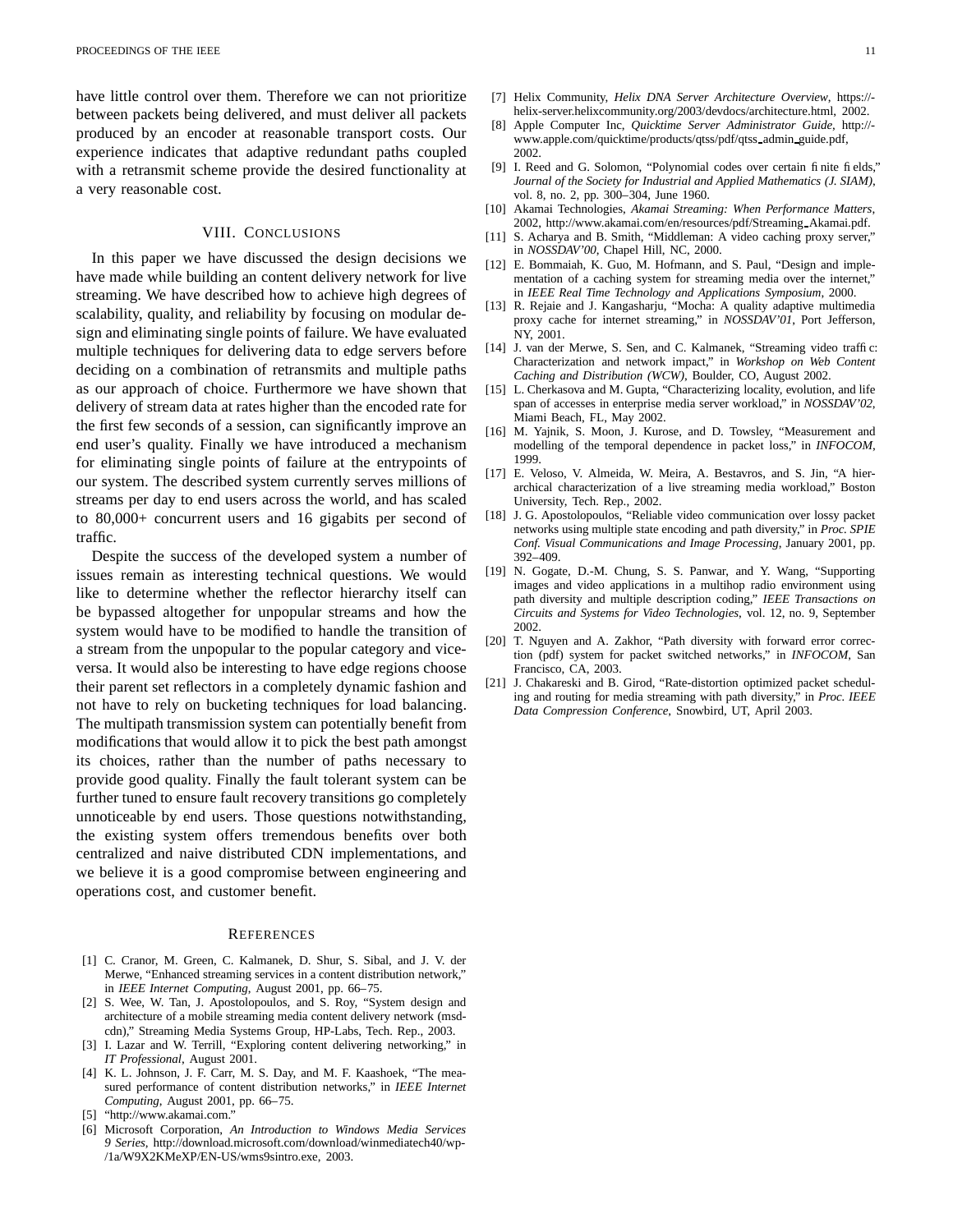have little control over them. Therefore we can not prioritize between packets being delivered, and must deliver all packets produced by an encoder at reasonable transport costs. Our experience indicates that adaptive redundant paths coupled with a retransmit scheme provide the desired functionality at a very reasonable cost.

## VIII. Conclusions

In this paper we have discussed the design decisions we have made while building an content delivery network for live streaming. We have described how to achieve high degrees of scalability, quality, and reliability by focusing on modular design and eliminating single points of failure. We have evaluated multiple techniques for delivering data to edge servers before deciding on a combination of retransmits and multiple paths as our approach of choice. Furthermore we have shown that delivery of stream data at rates higher than the encoded rate for the first few seconds of a session, can significantly improve an end user's quality. Finally we have introduced a mechanism for eliminating single points of failure at the entrypoints of our system. The described system currently serves millions of streams per day to end users across the world, and has scaled to 80,000+ concurrent users and 16 gigabits per second of traffic.

Despite the success of the developed system a number of issues remain as interesting technical questions. We would like to determine whether the reflector hierarchy itself can be bypassed altogether for unpopular streams and how the system would have to be modified to handle the transition of a stream from the unpopular to the popular category and vice-versa. It would also be interesting to have edge regions choose their parent set reflectors in a completely dynamic fashion and not have to rely on bucketing techniques for load balancing. The multipath transmission system can potentially benefit from modifications that would allow it to pick the best path amongst its choices, rather than the number of paths necessary to provide good quality. Finally the fault tolerant system can be further tuned to ensure fault recovery transitions go completely unnoticeable by end users. Those questions notwithstanding, the existing system offers tremendous benefits over both centralized and naive distributed CDN implementations, and we believe it is a good compromise between engineering and operations cost, and customer benefit.

## References

[1] C. Cranor, M. Green, C. Kalmanek, D. Shur, S. Sibal, and J. V. der Merwe, "Enhanced streaming services in a content distribution network," in *IEEE Internet Computing*, August 2001, pp. 66–75.

[2] S. Wee, W. Tan, J. Apostolopoulos, and S. Roy, "System design and architecture of a mobile streaming media content delivery network (msd-cdn)," Streaming Media Systems Group, HP-Labs, Tech. Rep., 2003.

[3] I. Lazar and W. Terrill, "Exploring content delivering networking," in *IT Professional*, August 2001.

[4] K. L. Johnson, J. F. Carr, M. S. Day, and M. F. Kaashoek, "The measured performance of content distribution networks," in *IEEE Internet Computing*, August 2001, pp. 66–75.

[5] "http://www.akamai.com."

[6] Microsoft Corporation, *An Introduction to Windows Media Services 9 Series*, http://download.microsoft.com/download/winmediatech40/wp-/1a/W9X2KMeXP/EN-US/wms9sintro.exe, 2003.

[7] Helix Community, *Helix DNA Server Architecture Overview*, https://-helix-server.helixcommunity.org/2003/devdocs/architecture.html, 2002.

[8] Apple Computer Inc, *Quicktime Server Administrator Guide*, http://-www.apple.com/quicktime/products/qtss/pdf/qtss_admin_guide.pdf, 2002.

[9] I. Reed and G. Solomon, "Polynomial codes over certain finite fields," *Journal of the Society for Industrial and Applied Mathematics (J. SIAM)*, vol. 8, no. 2, pp. 300–304, June 1960.

[10] Akamai Technologies, *Akamai Streaming: When Performance Matters*, 2002, http://www.akamai.com/en/resources/pdf/Streaming_Akamai.pdf.

[11] S. Acharya and B. Smith, "Middleman: A video caching proxy server," in *NOSSDAV'00*, Chapel Hill, NC, 2000.

[12] E. Bommaiah, K. Guo, M. Hofmann, and S. Paul, "Design and implementation of a caching system for streaming media over the internet," in *IEEE Real Time Technology and Applications Symposium*, 2000.

[13] R. Rejaie and J. Kangasharju, "Mocha: A quality adaptive multimedia proxy cache for internet streaming," in *NOSSDAV'01*, Port Jefferson, NY, 2001.

[14] J. van der Merwe, S. Sen, and C. Kalmanek, "Streaming video traffic: Characterization and network impact," in *Workshop on Web Content Caching and Distribution (WCW)*, Boulder, CO, August 2002.

[15] L. Cherkasova and M. Gupta, "Characterizing locality, evolution, and life span of accesses in enterprise media server workload," in *NOSSDAV'02*, Miami Beach, FL, May 2002.

[16] M. Yajnik, S. Moon, J. Kurose, and D. Towsley, "Measurement and modelling of the temporal dependence in packet loss," in *INFOCOM*, 1999.

[17] E. Veloso, V. Almeida, W. Meira, A. Bestavros, and S. Jin, "A hierarchical characterization of a live streaming media workload," Boston University, Tech. Rep., 2002.

[18] J. G. Apostolopoulos, "Reliable video communication over lossy packet networks using multiple state encoding and path diversity," in *Proc. SPIE Conf. Visual Communications and Image Processing*, January 2001, pp. 392–409.

[19] N. Gogate, D.-M. Chung, S. S. Panwar, and Y. Wang, "Supporting images and video applications in a multihop radio environment using path diversity and multiple description coding," *IEEE Transactions on Circuits and Systems for Video Technologies*, vol. 12, no. 9, September 2002.

[20] T. Nguyen and A. Zakhor, "Path diversity with forward error correction (pdf) system for packet switched networks," in *INFOCOM*, San Francisco, CA, 2003.

[21] J. Chakareski and B. Girod, "Rate-distortion optimized packet scheduling and routing for media streaming with path diversity," in *Proc. IEEE Data Compression Conference*, Snowbird, UT, April 2003.